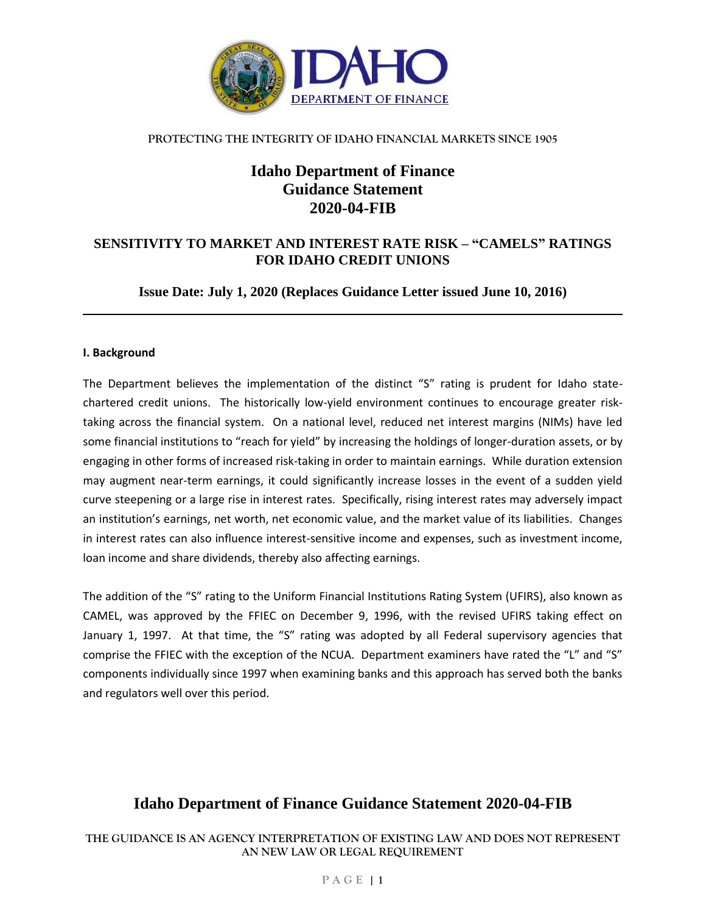PROTECTING THE INTEGRITY OF IDAHO FINANCIAL MARKETS SINCE 1905

# Idaho Department of Finance Guidance Statement 2020-04-FIB

## SENSITIVITY TO MARKET AND INTEREST RATE RISK – "CAMELS" RATINGS FOR IDAHO CREDIT UNIONS

**Issue Date: July 1, 2020 (Replaces Guidance Letter issued June 10, 2016)**

---

### I. Background

The Department believes the implementation of the distinct "S" rating is prudent for Idaho state-chartered credit unions. The historically low-yield environment continues to encourage greater risk-taking across the financial system. On a national level, reduced net interest margins (NIMs) have led some financial institutions to "reach for yield" by increasing the holdings of longer-duration assets, or by engaging in other forms of increased risk-taking in order to maintain earnings. While duration extension may augment near-term earnings, it could significantly increase losses in the event of a sudden yield curve steepening or a large rise in interest rates. Specifically, rising interest rates may adversely impact an institution's earnings, net worth, net economic value, and the market value of its liabilities. Changes in interest rates can also influence interest-sensitive income and expenses, such as investment income, loan income and share dividends, thereby also affecting earnings.

The addition of the "S" rating to the Uniform Financial Institutions Rating System (UFIRS), also known as CAMEL, was approved by the FFIEC on December 9, 1996, with the revised UFIRS taking effect on January 1, 1997. At that time, the "S" rating was adopted by all Federal supervisory agencies that comprise the FFIEC with the exception of the NCUA. Department examiners have rated the "L" and "S" components individually since 1997 when examining banks and this approach has served both the banks and regulators well over this period.

THE GUIDANCE IS AN AGENCY INTERPRETATION OF EXISTING LAW AND DOES NOT REPRESENT AN NEW LAW OR LEGAL REQUIREMENT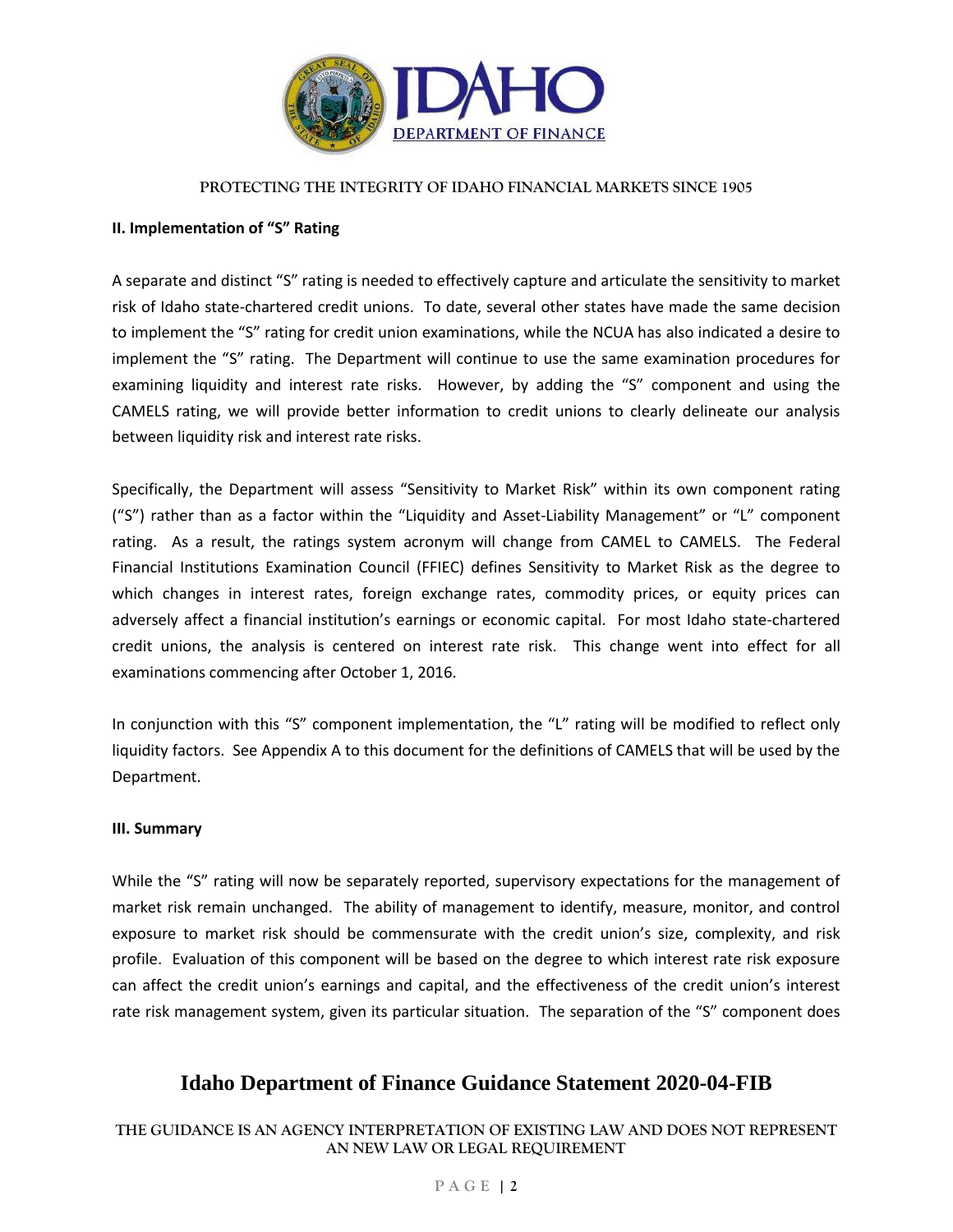## II. Implementation of "S" Rating

A separate and distinct "S" rating is needed to effectively capture and articulate the sensitivity to market risk of Idaho state-chartered credit unions. To date, several other states have made the same decision to implement the "S" rating for credit union examinations, while the NCUA has also indicated a desire to implement the "S" rating. The Department will continue to use the same examination procedures for examining liquidity and interest rate risks. However, by adding the "S" component and using the CAMELS rating, we will provide better information to credit unions to clearly delineate our analysis between liquidity risk and interest rate risks.

Specifically, the Department will assess "Sensitivity to Market Risk" within its own component rating ("S") rather than as a factor within the "Liquidity and Asset-Liability Management" or "L" component rating. As a result, the ratings system acronym will change from CAMEL to CAMELS. The Federal Financial Institutions Examination Council (FFIEC) defines Sensitivity to Market Risk as the degree to which changes in interest rates, foreign exchange rates, commodity prices, or equity prices can adversely affect a financial institution's earnings or economic capital. For most Idaho state-chartered credit unions, the analysis is centered on interest rate risk. This change went into effect for all examinations commencing after October 1, 2016.

In conjunction with this "S" component implementation, the "L" rating will be modified to reflect only liquidity factors. See Appendix A to this document for the definitions of CAMELS that will be used by the Department.

## III. Summary

While the "S" rating will now be separately reported, supervisory expectations for the management of market risk remain unchanged. The ability of management to identify, measure, monitor, and control exposure to market risk should be commensurate with the credit union's size, complexity, and risk profile. Evaluation of this component will be based on the degree to which interest rate risk exposure can affect the credit union's earnings and capital, and the effectiveness of the credit union's interest rate risk management system, given its particular situation. The separation of the "S" component does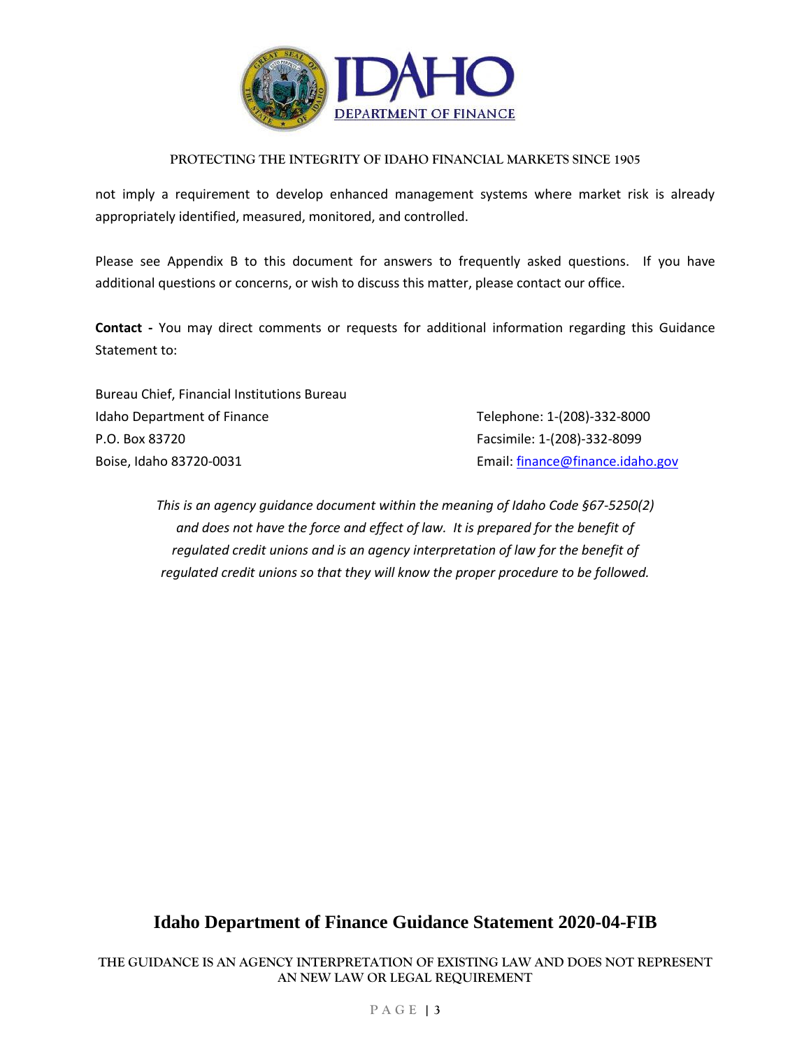not imply a requirement to develop enhanced management systems where market risk is already appropriately identified, measured, monitored, and controlled.

Please see Appendix B to this document for answers to frequently asked questions. If you have additional questions or concerns, or wish to discuss this matter, please contact our office.

**Contact -** You may direct comments or requests for additional information regarding this Guidance Statement to:

Bureau Chief, Financial Institutions Bureau
Idaho Department of Finance
P.O. Box 83720
Boise, Idaho 83720-0031

Telephone: 1-(208)-332-8000
Facsimile: 1-(208)-332-8099
Email: [finance@finance.idaho.gov](mailto:finance@finance.idaho.gov)

*This is an agency guidance document within the meaning of Idaho Code §67-5250(2) and does not have the force and effect of law. It is prepared for the benefit of regulated credit unions and is an agency interpretation of law for the benefit of regulated credit unions so that they will know the proper procedure to be followed.*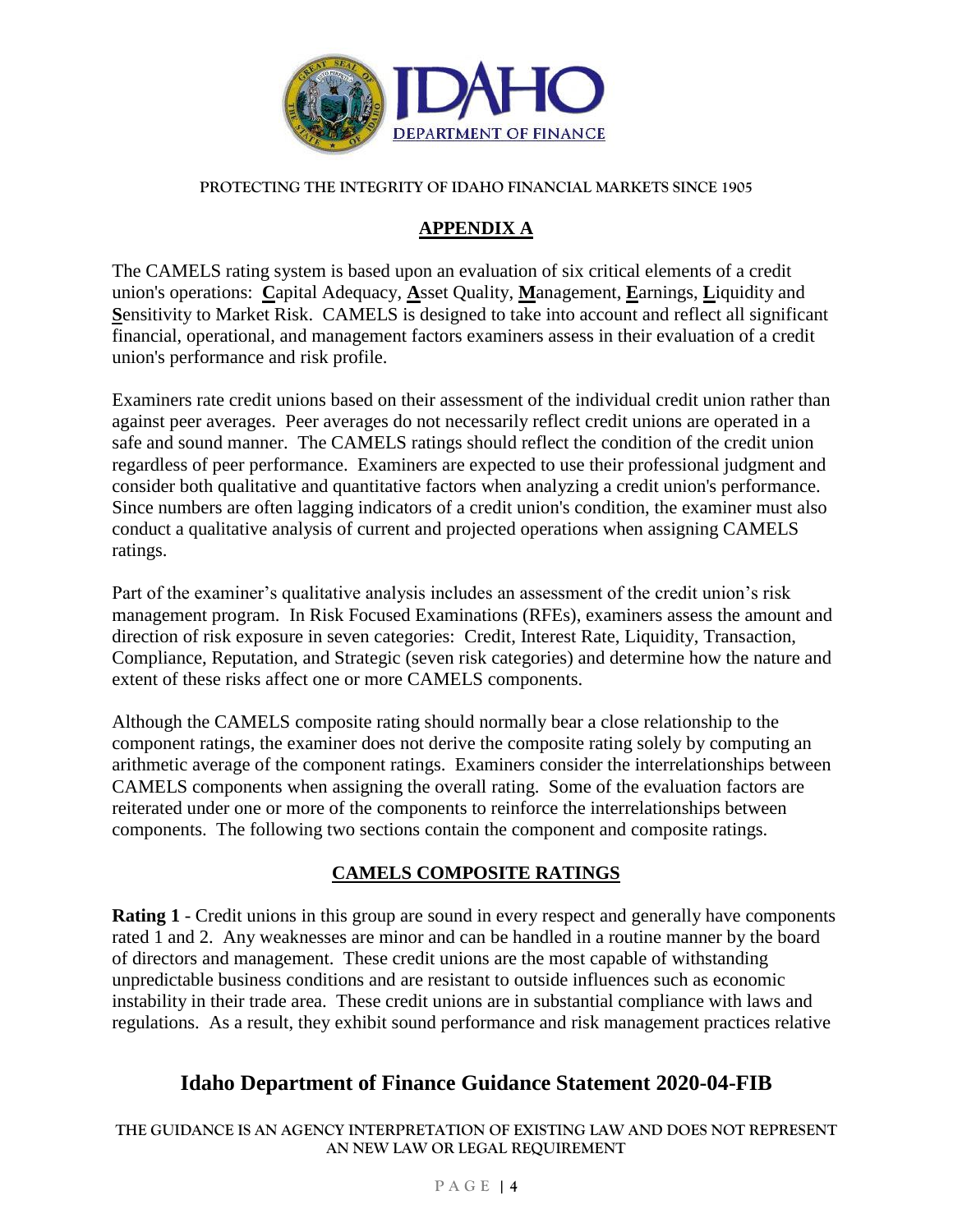## APPENDIX A

The CAMELS rating system is based upon an evaluation of six critical elements of a credit union's operations: **C**apital Adequacy, **A**sset Quality, **M**anagement, **E**arnings, **L**iquidity and **S**ensitivity to Market Risk. CAMELS is designed to take into account and reflect all significant financial, operational, and management factors examiners assess in their evaluation of a credit union's performance and risk profile.

Examiners rate credit unions based on their assessment of the individual credit union rather than against peer averages. Peer averages do not necessarily reflect credit unions are operated in a safe and sound manner. The CAMELS ratings should reflect the condition of the credit union regardless of peer performance. Examiners are expected to use their professional judgment and consider both qualitative and quantitative factors when analyzing a credit union's performance. Since numbers are often lagging indicators of a credit union's condition, the examiner must also conduct a qualitative analysis of current and projected operations when assigning CAMELS ratings.

Part of the examiner's qualitative analysis includes an assessment of the credit union's risk management program. In Risk Focused Examinations (RFEs), examiners assess the amount and direction of risk exposure in seven categories: Credit, Interest Rate, Liquidity, Transaction, Compliance, Reputation, and Strategic (seven risk categories) and determine how the nature and extent of these risks affect one or more CAMELS components.

Although the CAMELS composite rating should normally bear a close relationship to the component ratings, the examiner does not derive the composite rating solely by computing an arithmetic average of the component ratings. Examiners consider the interrelationships between CAMELS components when assigning the overall rating. Some of the evaluation factors are reiterated under one or more of the components to reinforce the interrelationships between components. The following two sections contain the component and composite ratings.

## CAMELS COMPOSITE RATINGS

**Rating 1** - Credit unions in this group are sound in every respect and generally have components rated 1 and 2. Any weaknesses are minor and can be handled in a routine manner by the board of directors and management. These credit unions are the most capable of withstanding unpredictable business conditions and are resistant to outside influences such as economic instability in their trade area. These credit unions are in substantial compliance with laws and regulations. As a result, they exhibit sound performance and risk management practices relative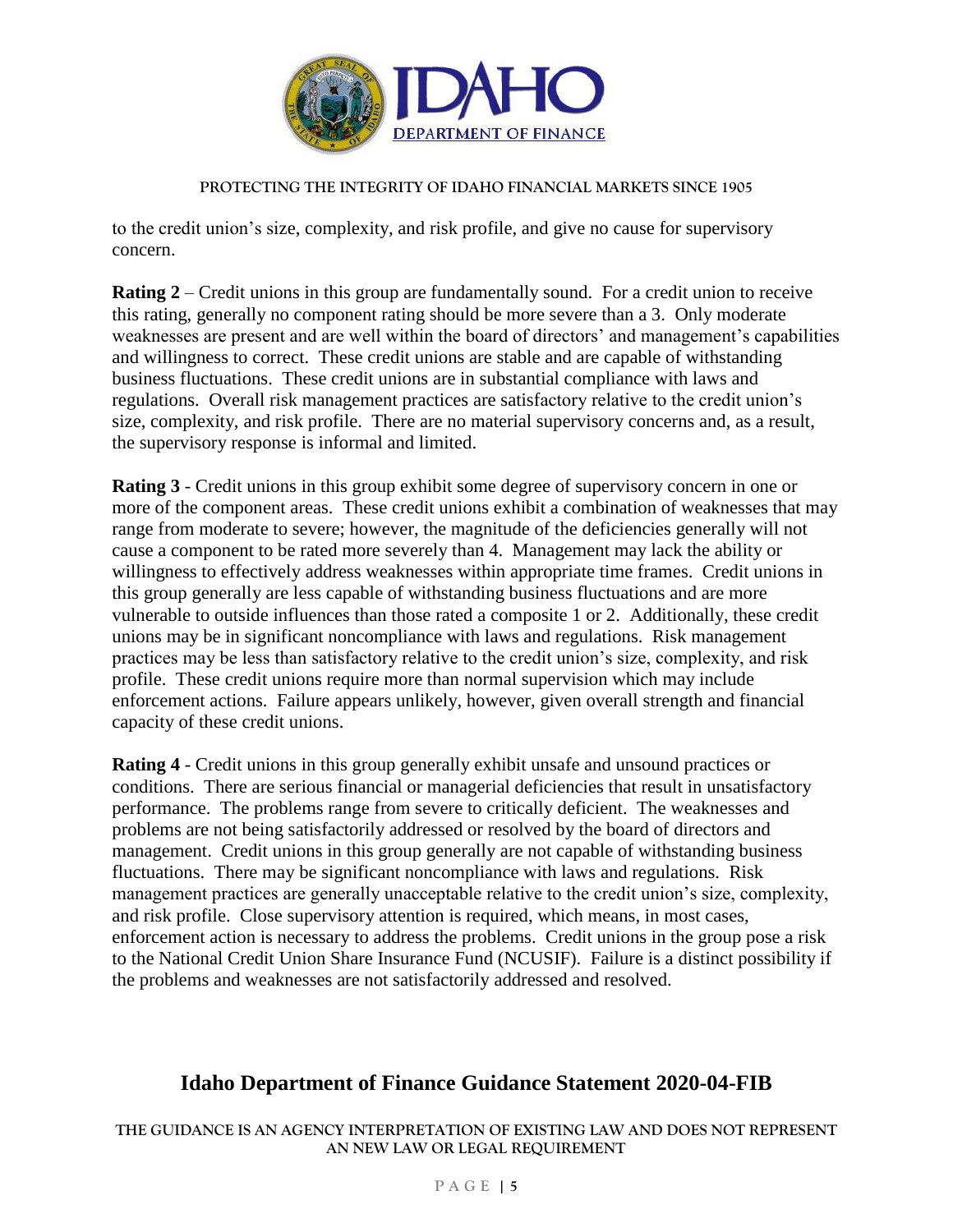to the credit union's size, complexity, and risk profile, and give no cause for supervisory concern.

**Rating 2** – Credit unions in this group are fundamentally sound. For a credit union to receive this rating, generally no component rating should be more severe than a 3. Only moderate weaknesses are present and are well within the board of directors' and management's capabilities and willingness to correct. These credit unions are stable and are capable of withstanding business fluctuations. These credit unions are in substantial compliance with laws and regulations. Overall risk management practices are satisfactory relative to the credit union's size, complexity, and risk profile. There are no material supervisory concerns and, as a result, the supervisory response is informal and limited.

**Rating 3** - Credit unions in this group exhibit some degree of supervisory concern in one or more of the component areas. These credit unions exhibit a combination of weaknesses that may range from moderate to severe; however, the magnitude of the deficiencies generally will not cause a component to be rated more severely than 4. Management may lack the ability or willingness to effectively address weaknesses within appropriate time frames. Credit unions in this group generally are less capable of withstanding business fluctuations and are more vulnerable to outside influences than those rated a composite 1 or 2. Additionally, these credit unions may be in significant noncompliance with laws and regulations. Risk management practices may be less than satisfactory relative to the credit union's size, complexity, and risk profile. These credit unions require more than normal supervision which may include enforcement actions. Failure appears unlikely, however, given overall strength and financial capacity of these credit unions.

**Rating 4** - Credit unions in this group generally exhibit unsafe and unsound practices or conditions. There are serious financial or managerial deficiencies that result in unsatisfactory performance. The problems range from severe to critically deficient. The weaknesses and problems are not being satisfactorily addressed or resolved by the board of directors and management. Credit unions in this group generally are not capable of withstanding business fluctuations. There may be significant noncompliance with laws and regulations. Risk management practices are generally unacceptable relative to the credit union's size, complexity, and risk profile. Close supervisory attention is required, which means, in most cases, enforcement action is necessary to address the problems. Credit unions in the group pose a risk to the National Credit Union Share Insurance Fund (NCUSIF). Failure is a distinct possibility if the problems and weaknesses are not satisfactorily addressed and resolved.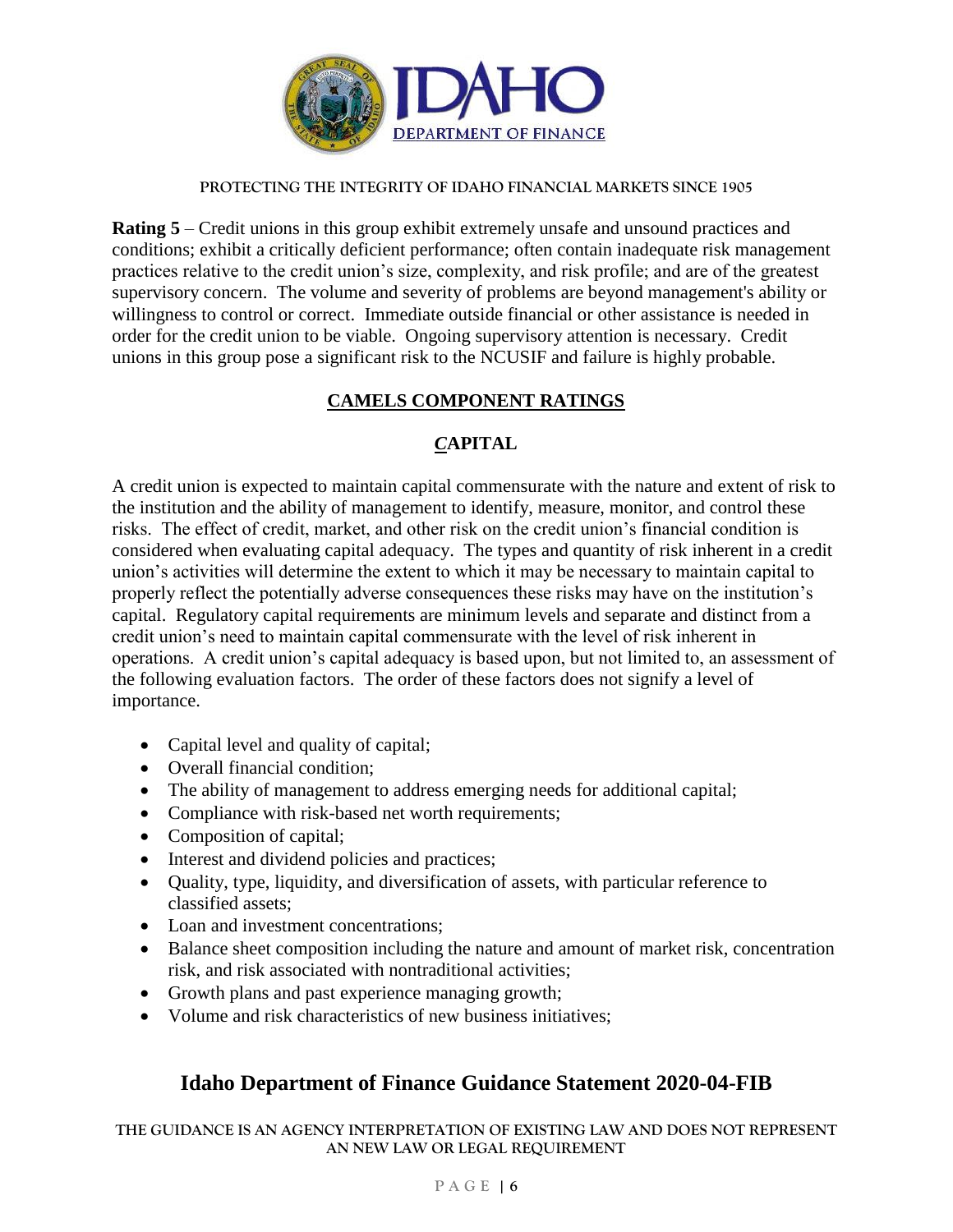**Rating 5** – Credit unions in this group exhibit extremely unsafe and unsound practices and conditions; exhibit a critically deficient performance; often contain inadequate risk management practices relative to the credit union's size, complexity, and risk profile; and are of the greatest supervisory concern. The volume and severity of problems are beyond management's ability or willingness to control or correct. Immediate outside financial or other assistance is needed in order for the credit union to be viable. Ongoing supervisory attention is necessary. Credit unions in this group pose a significant risk to the NCUSIF and failure is highly probable.

## CAMELS COMPONENT RATINGS

### *C*APITAL

A credit union is expected to maintain capital commensurate with the nature and extent of risk to the institution and the ability of management to identify, measure, monitor, and control these risks. The effect of credit, market, and other risk on the credit union's financial condition is considered when evaluating capital adequacy. The types and quantity of risk inherent in a credit union's activities will determine the extent to which it may be necessary to maintain capital to properly reflect the potentially adverse consequences these risks may have on the institution's capital. Regulatory capital requirements are minimum levels and separate and distinct from a credit union's need to maintain capital commensurate with the level of risk inherent in operations. A credit union's capital adequacy is based upon, but not limited to, an assessment of the following evaluation factors. The order of these factors does not signify a level of importance.

- Capital level and quality of capital;
- Overall financial condition;
- The ability of management to address emerging needs for additional capital;
- Compliance with risk-based net worth requirements;
- Composition of capital;
- Interest and dividend policies and practices;
- Quality, type, liquidity, and diversification of assets, with particular reference to classified assets;
- Loan and investment concentrations;
- Balance sheet composition including the nature and amount of market risk, concentration risk, and risk associated with nontraditional activities;
- Growth plans and past experience managing growth;
- Volume and risk characteristics of new business initiatives;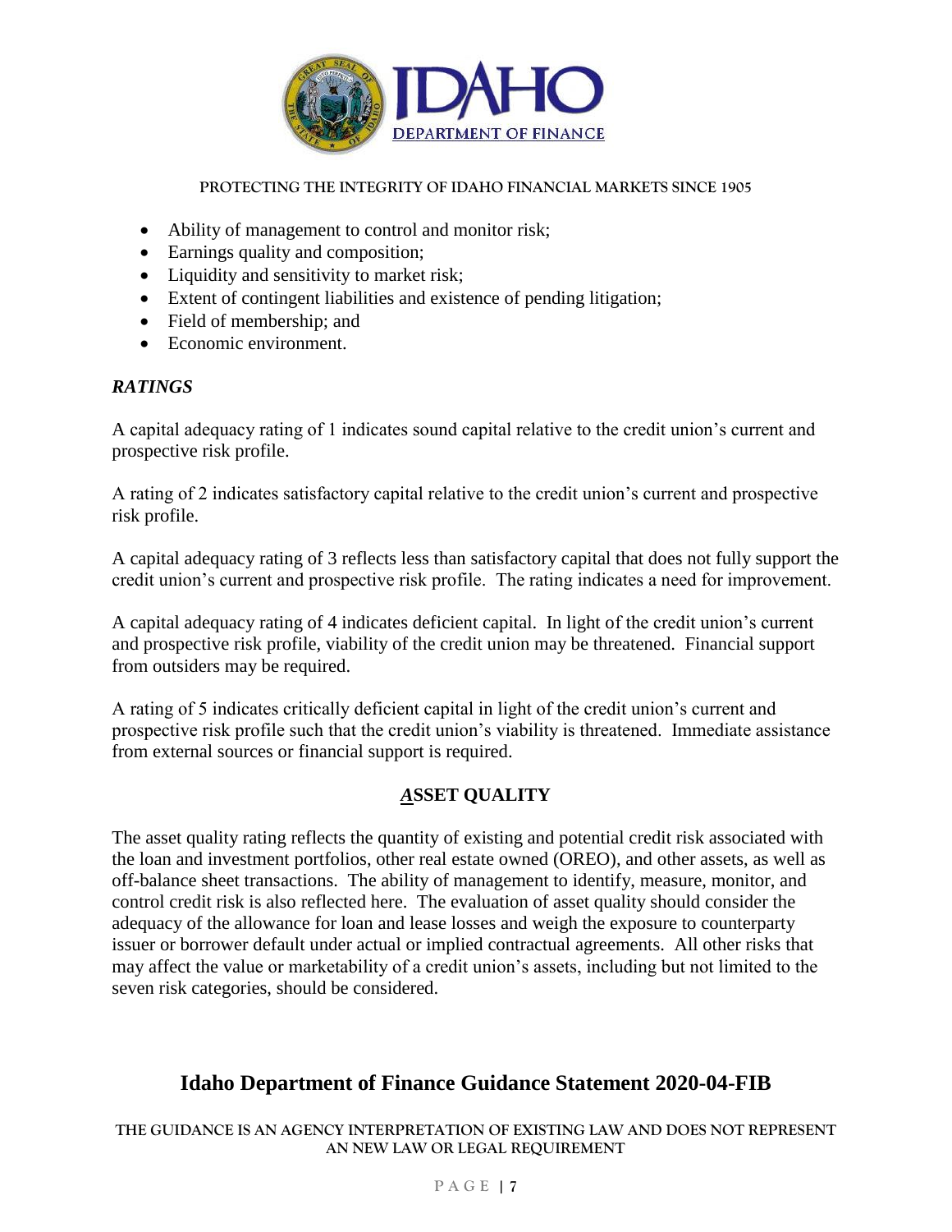- Ability of management to control and monitor risk;
- Earnings quality and composition;
- Liquidity and sensitivity to market risk;
- Extent of contingent liabilities and existence of pending litigation;
- Field of membership; and
- Economic environment.

### *RATINGS*

A capital adequacy rating of 1 indicates sound capital relative to the credit union's current and prospective risk profile.

A rating of 2 indicates satisfactory capital relative to the credit union's current and prospective risk profile.

A capital adequacy rating of 3 reflects less than satisfactory capital that does not fully support the credit union's current and prospective risk profile. The rating indicates a need for improvement.

A capital adequacy rating of 4 indicates deficient capital. In light of the credit union's current and prospective risk profile, viability of the credit union may be threatened. Financial support from outsiders may be required.

A rating of 5 indicates critically deficient capital in light of the credit union's current and prospective risk profile such that the credit union's viability is threatened. Immediate assistance from external sources or financial support is required.

## ASSET QUALITY

The asset quality rating reflects the quantity of existing and potential credit risk associated with the loan and investment portfolios, other real estate owned (OREO), and other assets, as well as off-balance sheet transactions. The ability of management to identify, measure, monitor, and control credit risk is also reflected here. The evaluation of asset quality should consider the adequacy of the allowance for loan and lease losses and weigh the exposure to counterparty issuer or borrower default under actual or implied contractual agreements. All other risks that may affect the value or marketability of a credit union's assets, including but not limited to the seven risk categories, should be considered.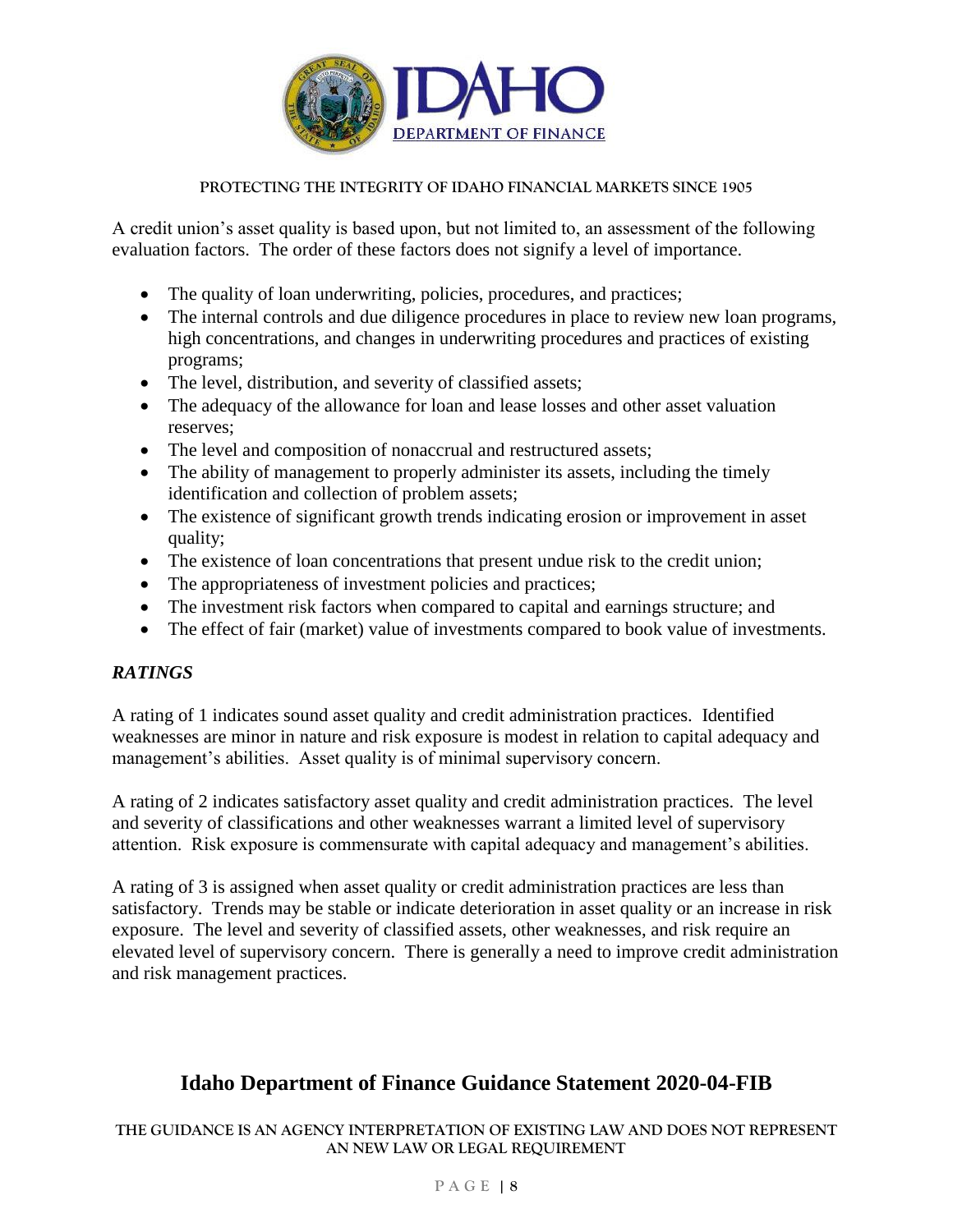A credit union's asset quality is based upon, but not limited to, an assessment of the following evaluation factors. The order of these factors does not signify a level of importance.

- The quality of loan underwriting, policies, procedures, and practices;
- The internal controls and due diligence procedures in place to review new loan programs, high concentrations, and changes in underwriting procedures and practices of existing programs;
- The level, distribution, and severity of classified assets;
- The adequacy of the allowance for loan and lease losses and other asset valuation reserves;
- The level and composition of nonaccrual and restructured assets;
- The ability of management to properly administer its assets, including the timely identification and collection of problem assets;
- The existence of significant growth trends indicating erosion or improvement in asset quality;
- The existence of loan concentrations that present undue risk to the credit union;
- The appropriateness of investment policies and practices;
- The investment risk factors when compared to capital and earnings structure; and
- The effect of fair (market) value of investments compared to book value of investments.

### *RATINGS*

A rating of 1 indicates sound asset quality and credit administration practices. Identified weaknesses are minor in nature and risk exposure is modest in relation to capital adequacy and management's abilities. Asset quality is of minimal supervisory concern.

A rating of 2 indicates satisfactory asset quality and credit administration practices. The level and severity of classifications and other weaknesses warrant a limited level of supervisory attention. Risk exposure is commensurate with capital adequacy and management's abilities.

A rating of 3 is assigned when asset quality or credit administration practices are less than satisfactory. Trends may be stable or indicate deterioration in asset quality or an increase in risk exposure. The level and severity of classified assets, other weaknesses, and risk require an elevated level of supervisory concern. There is generally a need to improve credit administration and risk management practices.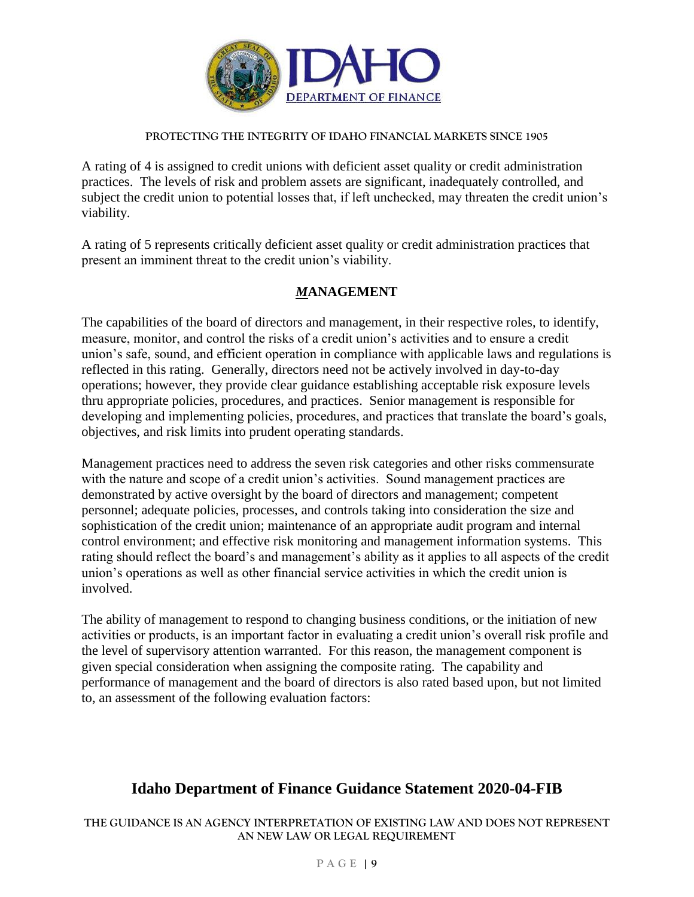A rating of 4 is assigned to credit unions with deficient asset quality or credit administration practices. The levels of risk and problem assets are significant, inadequately controlled, and subject the credit union to potential losses that, if left unchecked, may threaten the credit union's viability.

A rating of 5 represents critically deficient asset quality or credit administration practices that present an imminent threat to the credit union's viability.

## ***M*ANAGEMENT**

The capabilities of the board of directors and management, in their respective roles, to identify, measure, monitor, and control the risks of a credit union's activities and to ensure a credit union's safe, sound, and efficient operation in compliance with applicable laws and regulations is reflected in this rating. Generally, directors need not be actively involved in day-to-day operations; however, they provide clear guidance establishing acceptable risk exposure levels thru appropriate policies, procedures, and practices. Senior management is responsible for developing and implementing policies, procedures, and practices that translate the board's goals, objectives, and risk limits into prudent operating standards.

Management practices need to address the seven risk categories and other risks commensurate with the nature and scope of a credit union's activities. Sound management practices are demonstrated by active oversight by the board of directors and management; competent personnel; adequate policies, processes, and controls taking into consideration the size and sophistication of the credit union; maintenance of an appropriate audit program and internal control environment; and effective risk monitoring and management information systems. This rating should reflect the board's and management's ability as it applies to all aspects of the credit union's operations as well as other financial service activities in which the credit union is involved.

The ability of management to respond to changing business conditions, or the initiation of new activities or products, is an important factor in evaluating a credit union's overall risk profile and the level of supervisory attention warranted. For this reason, the management component is given special consideration when assigning the composite rating. The capability and performance of management and the board of directors is also rated based upon, but not limited to, an assessment of the following evaluation factors: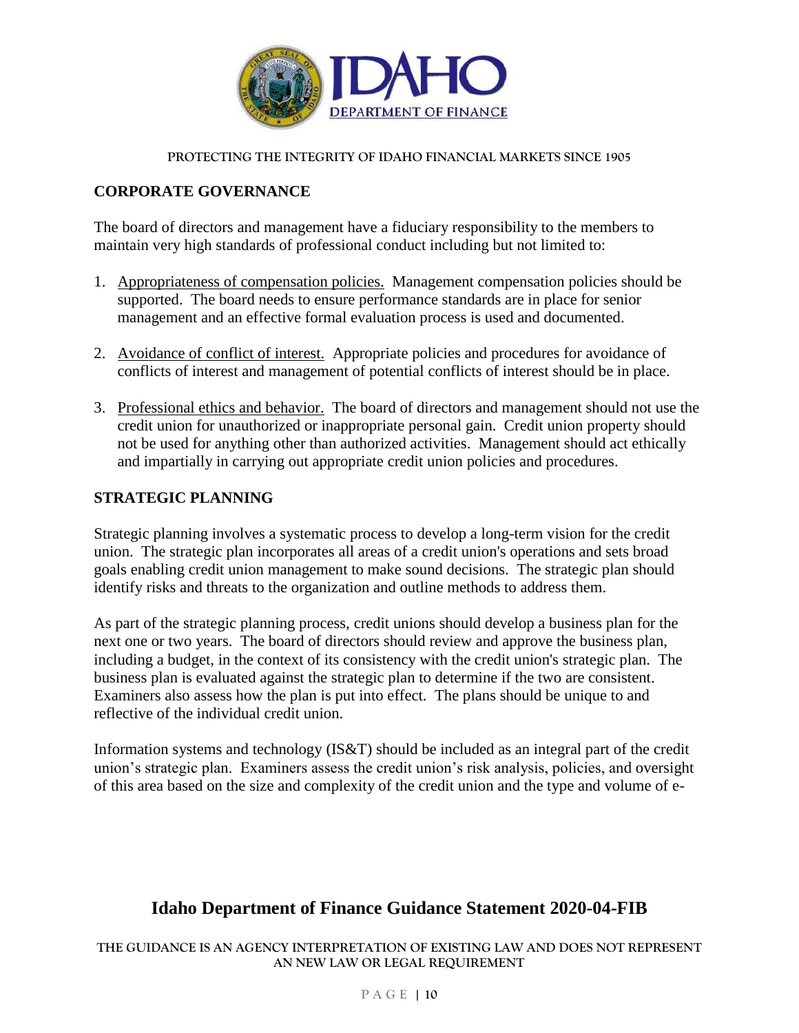## CORPORATE GOVERNANCE

The board of directors and management have a fiduciary responsibility to the members to maintain very high standards of professional conduct including but not limited to:

1. Appropriateness of compensation policies. Management compensation policies should be supported. The board needs to ensure performance standards are in place for senior management and an effective formal evaluation process is used and documented.

2. Avoidance of conflict of interest. Appropriate policies and procedures for avoidance of conflicts of interest and management of potential conflicts of interest should be in place.

3. Professional ethics and behavior. The board of directors and management should not use the credit union for unauthorized or inappropriate personal gain. Credit union property should not be used for anything other than authorized activities. Management should act ethically and impartially in carrying out appropriate credit union policies and procedures.

## STRATEGIC PLANNING

Strategic planning involves a systematic process to develop a long-term vision for the credit union. The strategic plan incorporates all areas of a credit union's operations and sets broad goals enabling credit union management to make sound decisions. The strategic plan should identify risks and threats to the organization and outline methods to address them.

As part of the strategic planning process, credit unions should develop a business plan for the next one or two years. The board of directors should review and approve the business plan, including a budget, in the context of its consistency with the credit union's strategic plan. The business plan is evaluated against the strategic plan to determine if the two are consistent. Examiners also assess how the plan is put into effect. The plans should be unique to and reflective of the individual credit union.

Information systems and technology (IS&T) should be included as an integral part of the credit union's strategic plan. Examiners assess the credit union's risk analysis, policies, and oversight of this area based on the size and complexity of the credit union and the type and volume of e-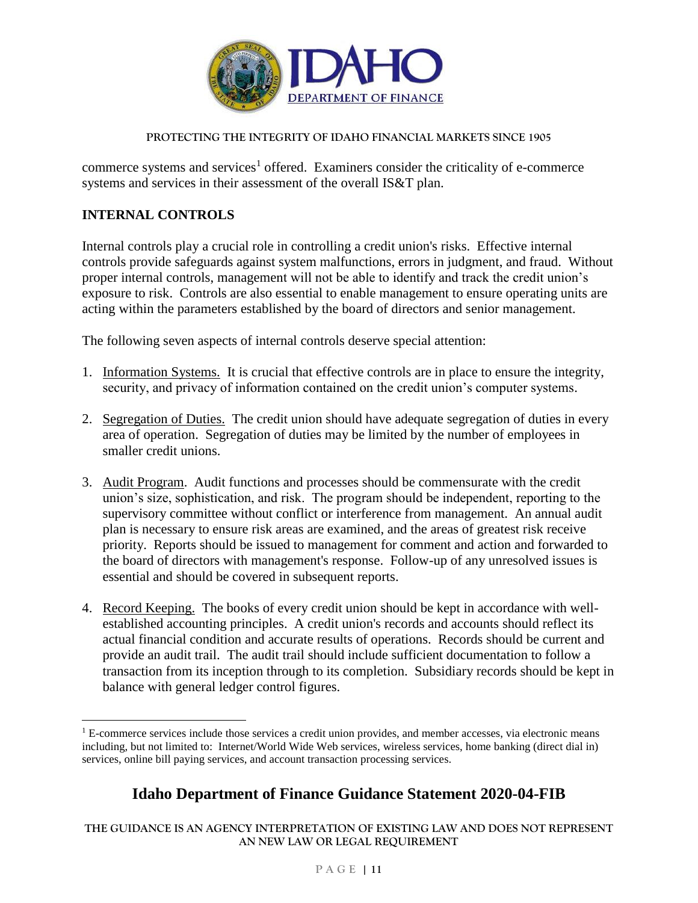commerce systems and services[1] offered. Examiners consider the criticality of e-commerce systems and services in their assessment of the overall IS&T plan.

## INTERNAL CONTROLS

Internal controls play a crucial role in controlling a credit union's risks. Effective internal controls provide safeguards against system malfunctions, errors in judgment, and fraud. Without proper internal controls, management will not be able to identify and track the credit union's exposure to risk. Controls are also essential to enable management to ensure operating units are acting within the parameters established by the board of directors and senior management.

The following seven aspects of internal controls deserve special attention:

1. Information Systems. It is crucial that effective controls are in place to ensure the integrity, security, and privacy of information contained on the credit union's computer systems.

2. Segregation of Duties. The credit union should have adequate segregation of duties in every area of operation. Segregation of duties may be limited by the number of employees in smaller credit unions.

3. Audit Program. Audit functions and processes should be commensurate with the credit union's size, sophistication, and risk. The program should be independent, reporting to the supervisory committee without conflict or interference from management. An annual audit plan is necessary to ensure risk areas are examined, and the areas of greatest risk receive priority. Reports should be issued to management for comment and action and forwarded to the board of directors with management's response. Follow-up of any unresolved issues is essential and should be covered in subsequent reports.

4. Record Keeping. The books of every credit union should be kept in accordance with well-established accounting principles. A credit union's records and accounts should reflect its actual financial condition and accurate results of operations. Records should be current and provide an audit trail. The audit trail should include sufficient documentation to follow a transaction from its inception through to its completion. Subsidiary records should be kept in balance with general ledger control figures.

---

[1] E-commerce services include those services a credit union provides, and member accesses, via electronic means including, but not limited to: Internet/World Wide Web services, wireless services, home banking (direct dial in) services, online bill paying services, and account transaction processing services.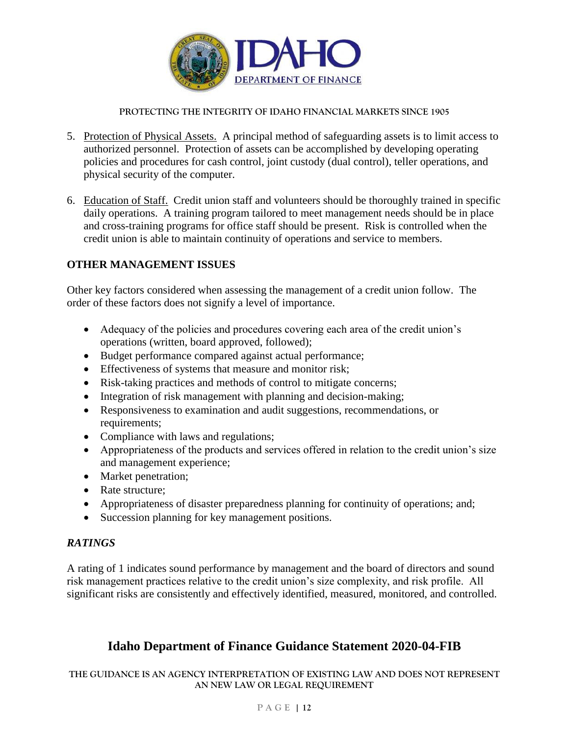5. Protection of Physical Assets. A principal method of safeguarding assets is to limit access to authorized personnel. Protection of assets can be accomplished by developing operating policies and procedures for cash control, joint custody (dual control), teller operations, and physical security of the computer.

6. Education of Staff. Credit union staff and volunteers should be thoroughly trained in specific daily operations. A training program tailored to meet management needs should be in place and cross-training programs for office staff should be present. Risk is controlled when the credit union is able to maintain continuity of operations and service to members.

**OTHER MANAGEMENT ISSUES**

Other key factors considered when assessing the management of a credit union follow. The order of these factors does not signify a level of importance.

- Adequacy of the policies and procedures covering each area of the credit union's operations (written, board approved, followed);
- Budget performance compared against actual performance;
- Effectiveness of systems that measure and monitor risk;
- Risk-taking practices and methods of control to mitigate concerns;
- Integration of risk management with planning and decision-making;
- Responsiveness to examination and audit suggestions, recommendations, or requirements;
- Compliance with laws and regulations;
- Appropriateness of the products and services offered in relation to the credit union's size and management experience;
- Market penetration;
- Rate structure;
- Appropriateness of disaster preparedness planning for continuity of operations; and;
- Succession planning for key management positions.

***RATINGS***

A rating of 1 indicates sound performance by management and the board of directors and sound risk management practices relative to the credit union's size complexity, and risk profile. All significant risks are consistently and effectively identified, measured, monitored, and controlled.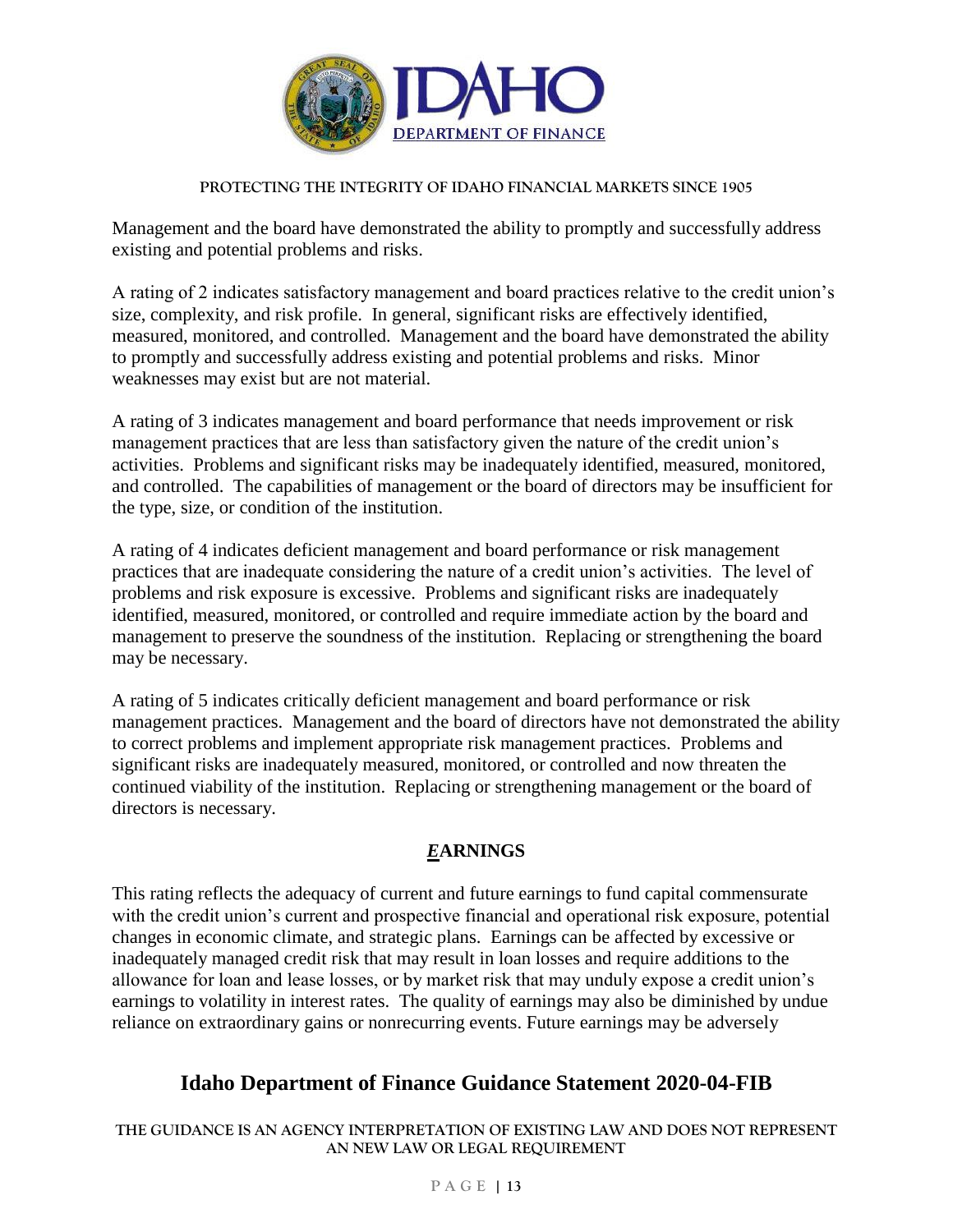Management and the board have demonstrated the ability to promptly and successfully address existing and potential problems and risks.

A rating of 2 indicates satisfactory management and board practices relative to the credit union's size, complexity, and risk profile. In general, significant risks are effectively identified, measured, monitored, and controlled. Management and the board have demonstrated the ability to promptly and successfully address existing and potential problems and risks. Minor weaknesses may exist but are not material.

A rating of 3 indicates management and board performance that needs improvement or risk management practices that are less than satisfactory given the nature of the credit union's activities. Problems and significant risks may be inadequately identified, measured, monitored, and controlled. The capabilities of management or the board of directors may be insufficient for the type, size, or condition of the institution.

A rating of 4 indicates deficient management and board performance or risk management practices that are inadequate considering the nature of a credit union's activities. The level of problems and risk exposure is excessive. Problems and significant risks are inadequately identified, measured, monitored, or controlled and require immediate action by the board and management to preserve the soundness of the institution. Replacing or strengthening the board may be necessary.

A rating of 5 indicates critically deficient management and board performance or risk management practices. Management and the board of directors have not demonstrated the ability to correct problems and implement appropriate risk management practices. Problems and significant risks are inadequately measured, monitored, or controlled and now threaten the continued viability of the institution. Replacing or strengthening management or the board of directors is necessary.

## *E*ARNINGS

This rating reflects the adequacy of current and future earnings to fund capital commensurate with the credit union's current and prospective financial and operational risk exposure, potential changes in economic climate, and strategic plans. Earnings can be affected by excessive or inadequately managed credit risk that may result in loan losses and require additions to the allowance for loan and lease losses, or by market risk that may unduly expose a credit union's earnings to volatility in interest rates. The quality of earnings may also be diminished by undue reliance on extraordinary gains or nonrecurring events. Future earnings may be adversely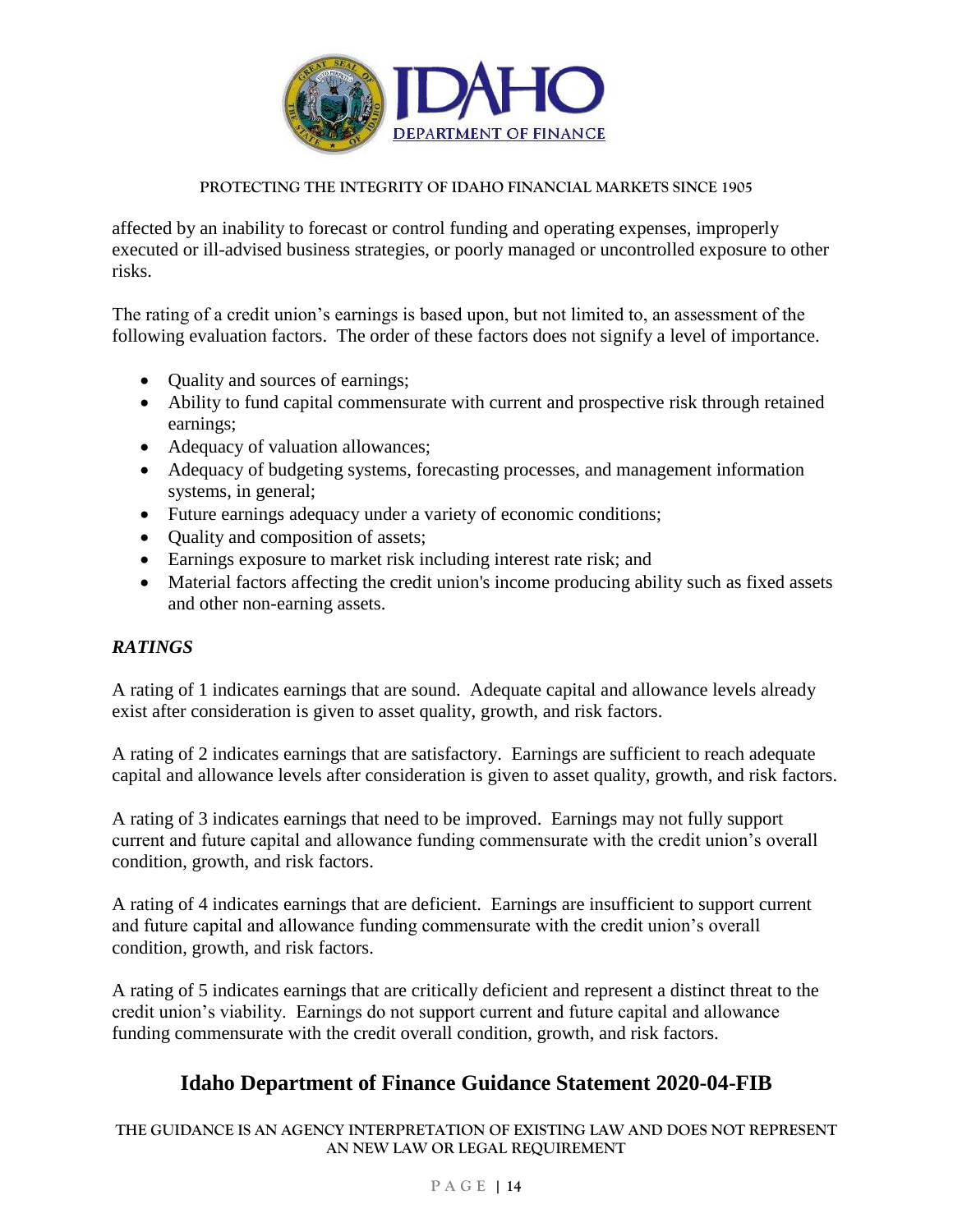affected by an inability to forecast or control funding and operating expenses, improperly executed or ill-advised business strategies, or poorly managed or uncontrolled exposure to other risks.

The rating of a credit union's earnings is based upon, but not limited to, an assessment of the following evaluation factors. The order of these factors does not signify a level of importance.

- Quality and sources of earnings;
- Ability to fund capital commensurate with current and prospective risk through retained earnings;
- Adequacy of valuation allowances;
- Adequacy of budgeting systems, forecasting processes, and management information systems, in general;
- Future earnings adequacy under a variety of economic conditions;
- Quality and composition of assets;
- Earnings exposure to market risk including interest rate risk; and
- Material factors affecting the credit union's income producing ability such as fixed assets and other non-earning assets.

### *RATINGS*

A rating of 1 indicates earnings that are sound. Adequate capital and allowance levels already exist after consideration is given to asset quality, growth, and risk factors.

A rating of 2 indicates earnings that are satisfactory. Earnings are sufficient to reach adequate capital and allowance levels after consideration is given to asset quality, growth, and risk factors.

A rating of 3 indicates earnings that need to be improved. Earnings may not fully support current and future capital and allowance funding commensurate with the credit union's overall condition, growth, and risk factors.

A rating of 4 indicates earnings that are deficient. Earnings are insufficient to support current and future capital and allowance funding commensurate with the credit union's overall condition, growth, and risk factors.

A rating of 5 indicates earnings that are critically deficient and represent a distinct threat to the credit union's viability. Earnings do not support current and future capital and allowance funding commensurate with the credit overall condition, growth, and risk factors.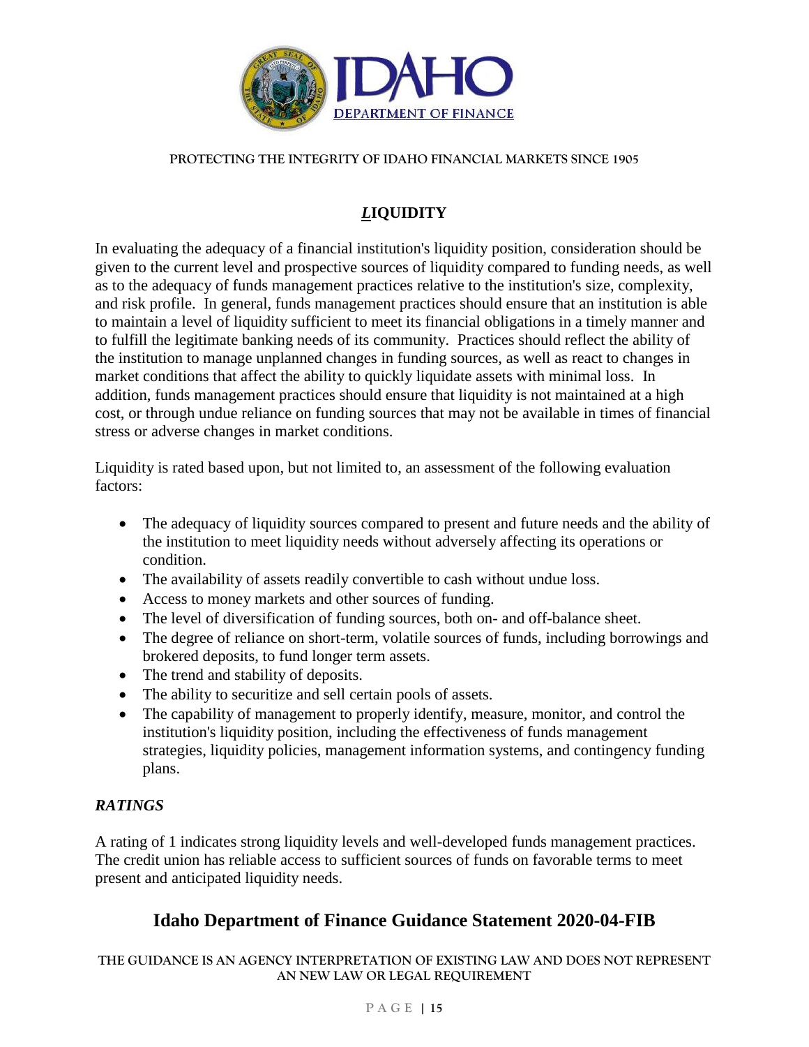## *L*IQUIDITY

In evaluating the adequacy of a financial institution's liquidity position, consideration should be given to the current level and prospective sources of liquidity compared to funding needs, as well as to the adequacy of funds management practices relative to the institution's size, complexity, and risk profile. In general, funds management practices should ensure that an institution is able to maintain a level of liquidity sufficient to meet its financial obligations in a timely manner and to fulfill the legitimate banking needs of its community. Practices should reflect the ability of the institution to manage unplanned changes in funding sources, as well as react to changes in market conditions that affect the ability to quickly liquidate assets with minimal loss. In addition, funds management practices should ensure that liquidity is not maintained at a high cost, or through undue reliance on funding sources that may not be available in times of financial stress or adverse changes in market conditions.

Liquidity is rated based upon, but not limited to, an assessment of the following evaluation factors:

- The adequacy of liquidity sources compared to present and future needs and the ability of the institution to meet liquidity needs without adversely affecting its operations or condition.
- The availability of assets readily convertible to cash without undue loss.
- Access to money markets and other sources of funding.
- The level of diversification of funding sources, both on- and off-balance sheet.
- The degree of reliance on short-term, volatile sources of funds, including borrowings and brokered deposits, to fund longer term assets.
- The trend and stability of deposits.
- The ability to securitize and sell certain pools of assets.
- The capability of management to properly identify, measure, monitor, and control the institution's liquidity position, including the effectiveness of funds management strategies, liquidity policies, management information systems, and contingency funding plans.

### *RATINGS*

A rating of 1 indicates strong liquidity levels and well-developed funds management practices. The credit union has reliable access to sufficient sources of funds on favorable terms to meet present and anticipated liquidity needs.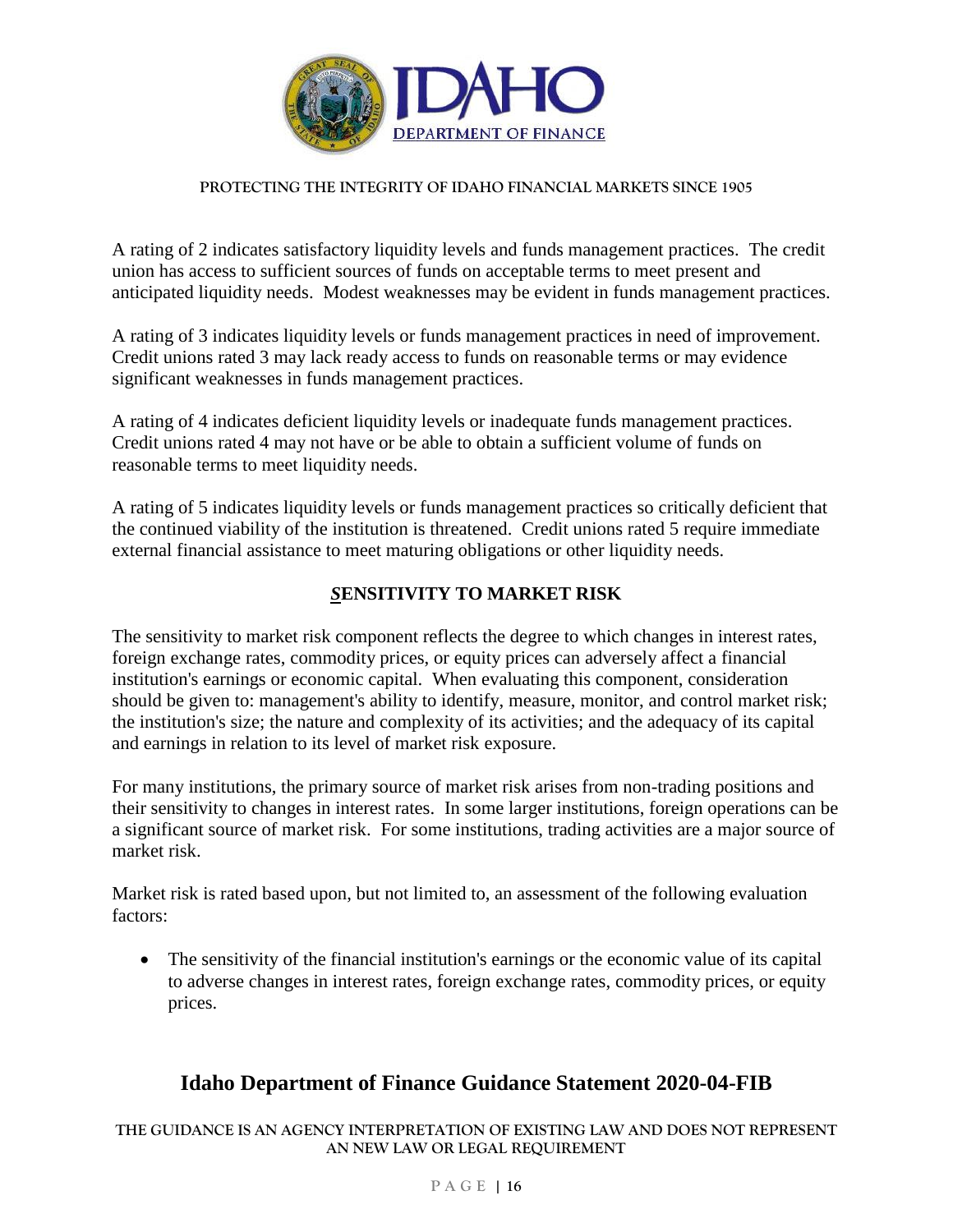A rating of 2 indicates satisfactory liquidity levels and funds management practices. The credit union has access to sufficient sources of funds on acceptable terms to meet present and anticipated liquidity needs. Modest weaknesses may be evident in funds management practices.

A rating of 3 indicates liquidity levels or funds management practices in need of improvement. Credit unions rated 3 may lack ready access to funds on reasonable terms or may evidence significant weaknesses in funds management practices.

A rating of 4 indicates deficient liquidity levels or inadequate funds management practices. Credit unions rated 4 may not have or be able to obtain a sufficient volume of funds on reasonable terms to meet liquidity needs.

A rating of 5 indicates liquidity levels or funds management practices so critically deficient that the continued viability of the institution is threatened. Credit unions rated 5 require immediate external financial assistance to meet maturing obligations or other liquidity needs.

## ***S*ENSITIVITY TO MARKET RISK**

The sensitivity to market risk component reflects the degree to which changes in interest rates, foreign exchange rates, commodity prices, or equity prices can adversely affect a financial institution's earnings or economic capital. When evaluating this component, consideration should be given to: management's ability to identify, measure, monitor, and control market risk; the institution's size; the nature and complexity of its activities; and the adequacy of its capital and earnings in relation to its level of market risk exposure.

For many institutions, the primary source of market risk arises from non-trading positions and their sensitivity to changes in interest rates. In some larger institutions, foreign operations can be a significant source of market risk. For some institutions, trading activities are a major source of market risk.

Market risk is rated based upon, but not limited to, an assessment of the following evaluation factors:

- The sensitivity of the financial institution's earnings or the economic value of its capital to adverse changes in interest rates, foreign exchange rates, commodity prices, or equity prices.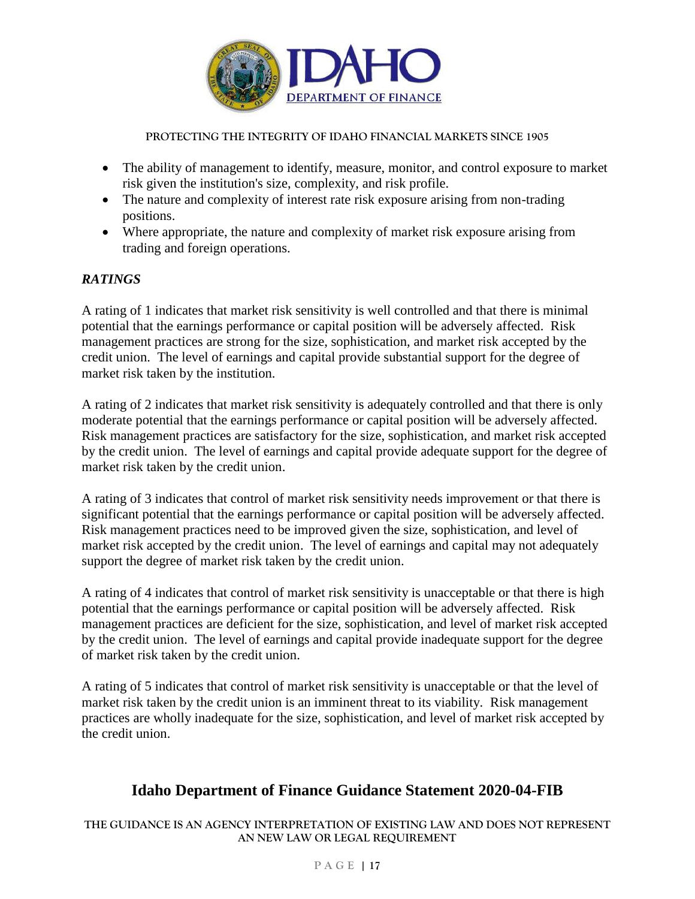- The ability of management to identify, measure, monitor, and control exposure to market risk given the institution's size, complexity, and risk profile.
- The nature and complexity of interest rate risk exposure arising from non-trading positions.
- Where appropriate, the nature and complexity of market risk exposure arising from trading and foreign operations.

### *RATINGS*

A rating of 1 indicates that market risk sensitivity is well controlled and that there is minimal potential that the earnings performance or capital position will be adversely affected. Risk management practices are strong for the size, sophistication, and market risk accepted by the credit union. The level of earnings and capital provide substantial support for the degree of market risk taken by the institution.

A rating of 2 indicates that market risk sensitivity is adequately controlled and that there is only moderate potential that the earnings performance or capital position will be adversely affected. Risk management practices are satisfactory for the size, sophistication, and market risk accepted by the credit union. The level of earnings and capital provide adequate support for the degree of market risk taken by the credit union.

A rating of 3 indicates that control of market risk sensitivity needs improvement or that there is significant potential that the earnings performance or capital position will be adversely affected. Risk management practices need to be improved given the size, sophistication, and level of market risk accepted by the credit union. The level of earnings and capital may not adequately support the degree of market risk taken by the credit union.

A rating of 4 indicates that control of market risk sensitivity is unacceptable or that there is high potential that the earnings performance or capital position will be adversely affected. Risk management practices are deficient for the size, sophistication, and level of market risk accepted by the credit union. The level of earnings and capital provide inadequate support for the degree of market risk taken by the credit union.

A rating of 5 indicates that control of market risk sensitivity is unacceptable or that the level of market risk taken by the credit union is an imminent threat to its viability. Risk management practices are wholly inadequate for the size, sophistication, and level of market risk accepted by the credit union.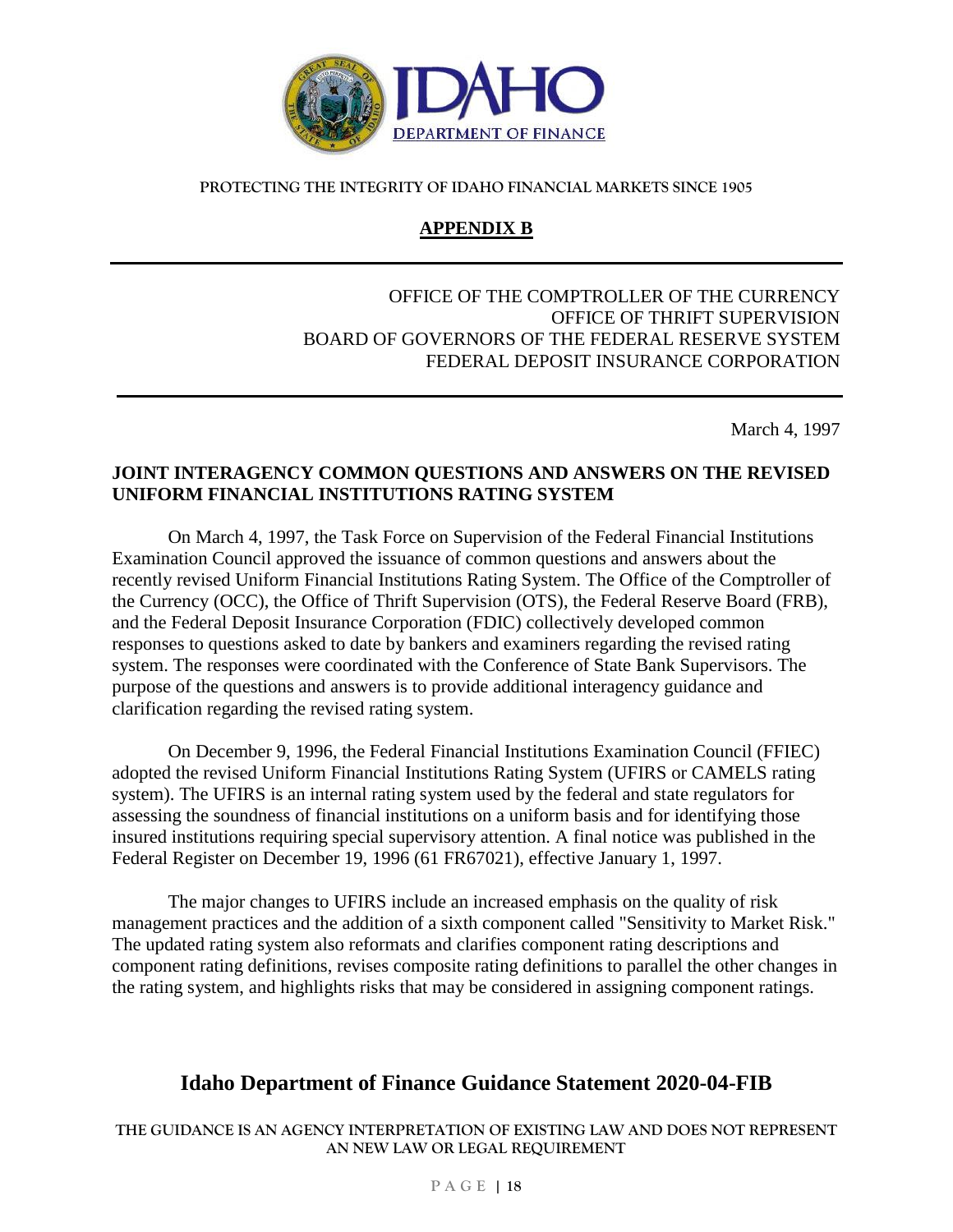## APPENDIX B

OFFICE OF THE COMPTROLLER OF THE CURRENCY
OFFICE OF THRIFT SUPERVISION
BOARD OF GOVERNORS OF THE FEDERAL RESERVE SYSTEM
FEDERAL DEPOSIT INSURANCE CORPORATION

March 4, 1997

**JOINT INTERAGENCY COMMON QUESTIONS AND ANSWERS ON THE REVISED UNIFORM FINANCIAL INSTITUTIONS RATING SYSTEM**

On March 4, 1997, the Task Force on Supervision of the Federal Financial Institutions Examination Council approved the issuance of common questions and answers about the recently revised Uniform Financial Institutions Rating System. The Office of the Comptroller of the Currency (OCC), the Office of Thrift Supervision (OTS), the Federal Reserve Board (FRB), and the Federal Deposit Insurance Corporation (FDIC) collectively developed common responses to questions asked to date by bankers and examiners regarding the revised rating system. The responses were coordinated with the Conference of State Bank Supervisors. The purpose of the questions and answers is to provide additional interagency guidance and clarification regarding the revised rating system.

On December 9, 1996, the Federal Financial Institutions Examination Council (FFIEC) adopted the revised Uniform Financial Institutions Rating System (UFIRS or CAMELS rating system). The UFIRS is an internal rating system used by the federal and state regulators for assessing the soundness of financial institutions on a uniform basis and for identifying those insured institutions requiring special supervisory attention. A final notice was published in the Federal Register on December 19, 1996 (61 FR67021), effective January 1, 1997.

The major changes to UFIRS include an increased emphasis on the quality of risk management practices and the addition of a sixth component called "Sensitivity to Market Risk." The updated rating system also reformats and clarifies component rating descriptions and component rating definitions, revises composite rating definitions to parallel the other changes in the rating system, and highlights risks that may be considered in assigning component ratings.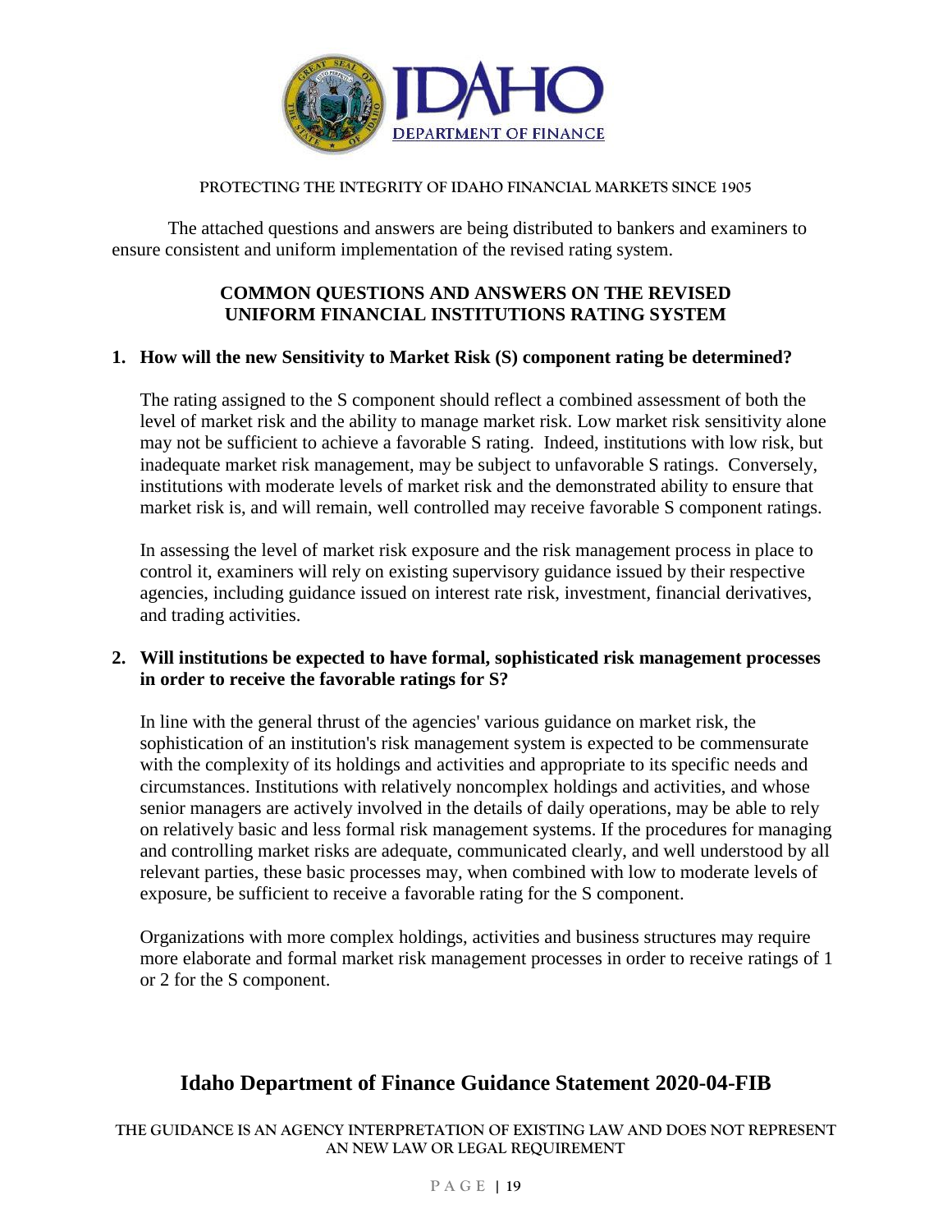PROTECTING THE INTEGRITY OF IDAHO FINANCIAL MARKETS SINCE 1905

The attached questions and answers are being distributed to bankers and examiners to ensure consistent and uniform implementation of the revised rating system.

## COMMON QUESTIONS AND ANSWERS ON THE REVISED UNIFORM FINANCIAL INSTITUTIONS RATING SYSTEM

**1. How will the new Sensitivity to Market Risk (S) component rating be determined?**

The rating assigned to the S component should reflect a combined assessment of both the level of market risk and the ability to manage market risk. Low market risk sensitivity alone may not be sufficient to achieve a favorable S rating. Indeed, institutions with low risk, but inadequate market risk management, may be subject to unfavorable S ratings. Conversely, institutions with moderate levels of market risk and the demonstrated ability to ensure that market risk is, and will remain, well controlled may receive favorable S component ratings.

In assessing the level of market risk exposure and the risk management process in place to control it, examiners will rely on existing supervisory guidance issued by their respective agencies, including guidance issued on interest rate risk, investment, financial derivatives, and trading activities.

**2. Will institutions be expected to have formal, sophisticated risk management processes in order to receive the favorable ratings for S?**

In line with the general thrust of the agencies' various guidance on market risk, the sophistication of an institution's risk management system is expected to be commensurate with the complexity of its holdings and activities and appropriate to its specific needs and circumstances. Institutions with relatively noncomplex holdings and activities, and whose senior managers are actively involved in the details of daily operations, may be able to rely on relatively basic and less formal risk management systems. If the procedures for managing and controlling market risks are adequate, communicated clearly, and well understood by all relevant parties, these basic processes may, when combined with low to moderate levels of exposure, be sufficient to receive a favorable rating for the S component.

Organizations with more complex holdings, activities and business structures may require more elaborate and formal market risk management processes in order to receive ratings of 1 or 2 for the S component.

## Idaho Department of Finance Guidance Statement 2020-04-FIB

THE GUIDANCE IS AN AGENCY INTERPRETATION OF EXISTING LAW AND DOES NOT REPRESENT AN NEW LAW OR LEGAL REQUIREMENT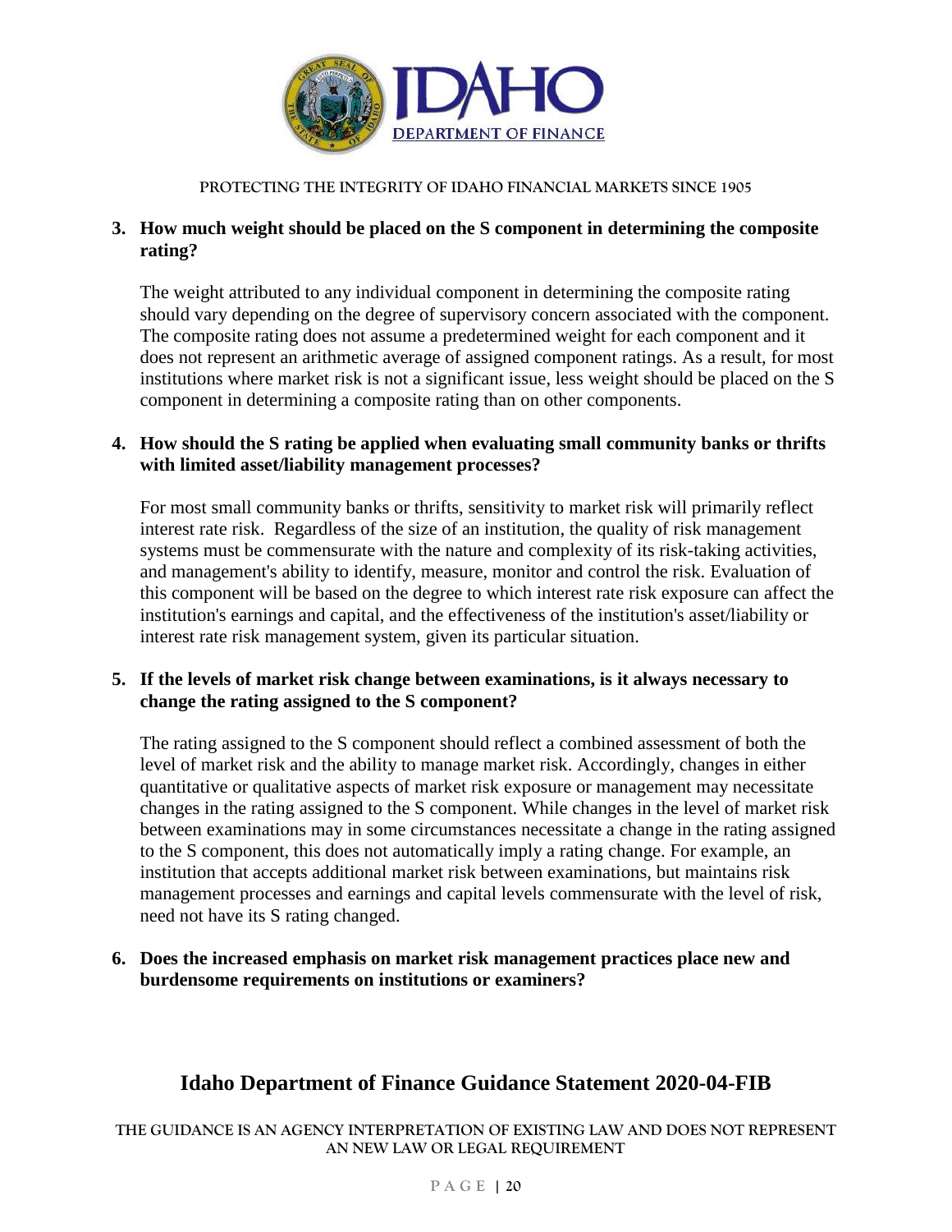**3. How much weight should be placed on the S component in determining the composite rating?**

The weight attributed to any individual component in determining the composite rating should vary depending on the degree of supervisory concern associated with the component. The composite rating does not assume a predetermined weight for each component and it does not represent an arithmetic average of assigned component ratings. As a result, for most institutions where market risk is not a significant issue, less weight should be placed on the S component in determining a composite rating than on other components.

**4. How should the S rating be applied when evaluating small community banks or thrifts with limited asset/liability management processes?**

For most small community banks or thrifts, sensitivity to market risk will primarily reflect interest rate risk. Regardless of the size of an institution, the quality of risk management systems must be commensurate with the nature and complexity of its risk-taking activities, and management's ability to identify, measure, monitor and control the risk. Evaluation of this component will be based on the degree to which interest rate risk exposure can affect the institution's earnings and capital, and the effectiveness of the institution's asset/liability or interest rate risk management system, given its particular situation.

**5. If the levels of market risk change between examinations, is it always necessary to change the rating assigned to the S component?**

The rating assigned to the S component should reflect a combined assessment of both the level of market risk and the ability to manage market risk. Accordingly, changes in either quantitative or qualitative aspects of market risk exposure or management may necessitate changes in the rating assigned to the S component. While changes in the level of market risk between examinations may in some circumstances necessitate a change in the rating assigned to the S component, this does not automatically imply a rating change. For example, an institution that accepts additional market risk between examinations, but maintains risk management processes and earnings and capital levels commensurate with the level of risk, need not have its S rating changed.

**6. Does the increased emphasis on market risk management practices place new and burdensome requirements on institutions or examiners?**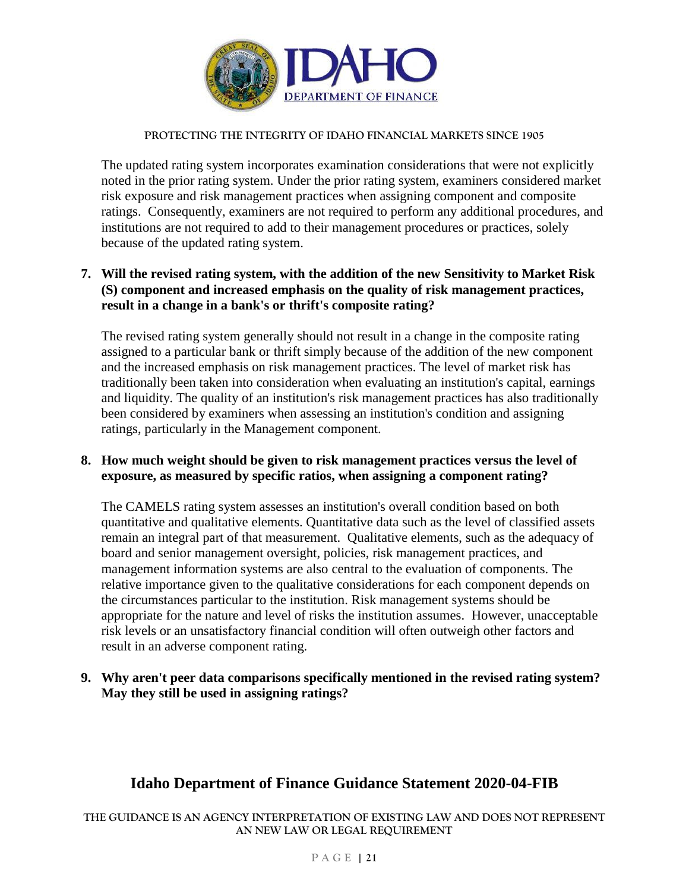The updated rating system incorporates examination considerations that were not explicitly noted in the prior rating system. Under the prior rating system, examiners considered market risk exposure and risk management practices when assigning component and composite ratings. Consequently, examiners are not required to perform any additional procedures, and institutions are not required to add to their management procedures or practices, solely because of the updated rating system.

**7. Will the revised rating system, with the addition of the new Sensitivity to Market Risk (S) component and increased emphasis on the quality of risk management practices, result in a change in a bank's or thrift's composite rating?**

The revised rating system generally should not result in a change in the composite rating assigned to a particular bank or thrift simply because of the addition of the new component and the increased emphasis on risk management practices. The level of market risk has traditionally been taken into consideration when evaluating an institution's capital, earnings and liquidity. The quality of an institution's risk management practices has also traditionally been considered by examiners when assessing an institution's condition and assigning ratings, particularly in the Management component.

**8. How much weight should be given to risk management practices versus the level of exposure, as measured by specific ratios, when assigning a component rating?**

The CAMELS rating system assesses an institution's overall condition based on both quantitative and qualitative elements. Quantitative data such as the level of classified assets remain an integral part of that measurement. Qualitative elements, such as the adequacy of board and senior management oversight, policies, risk management practices, and management information systems are also central to the evaluation of components. The relative importance given to the qualitative considerations for each component depends on the circumstances particular to the institution. Risk management systems should be appropriate for the nature and level of risks the institution assumes. However, unacceptable risk levels or an unsatisfactory financial condition will often outweigh other factors and result in an adverse component rating.

**9. Why aren't peer data comparisons specifically mentioned in the revised rating system? May they still be used in assigning ratings?**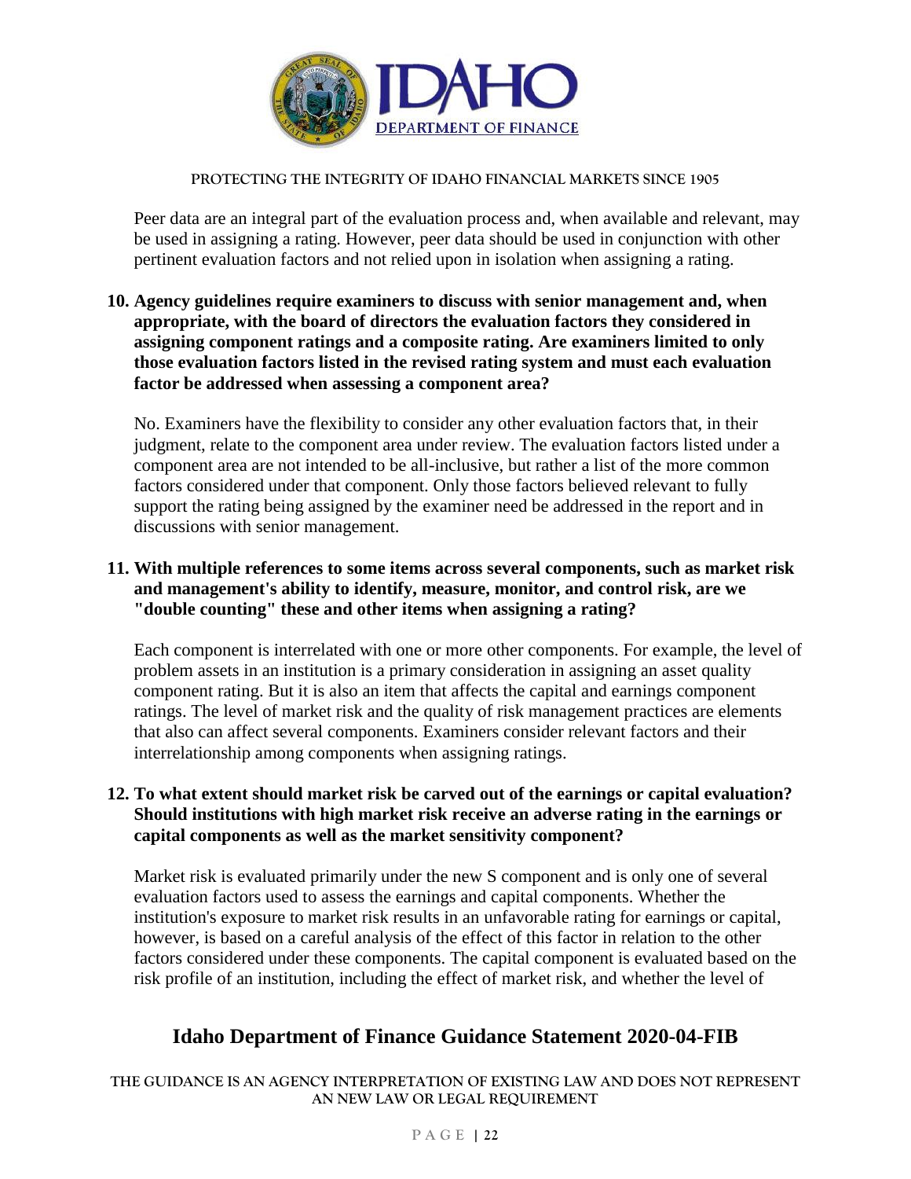Peer data are an integral part of the evaluation process and, when available and relevant, may be used in assigning a rating. However, peer data should be used in conjunction with other pertinent evaluation factors and not relied upon in isolation when assigning a rating.

**10. Agency guidelines require examiners to discuss with senior management and, when appropriate, with the board of directors the evaluation factors they considered in assigning component ratings and a composite rating. Are examiners limited to only those evaluation factors listed in the revised rating system and must each evaluation factor be addressed when assessing a component area?**

No. Examiners have the flexibility to consider any other evaluation factors that, in their judgment, relate to the component area under review. The evaluation factors listed under a component area are not intended to be all-inclusive, but rather a list of the more common factors considered under that component. Only those factors believed relevant to fully support the rating being assigned by the examiner need be addressed in the report and in discussions with senior management.

**11. With multiple references to some items across several components, such as market risk and management's ability to identify, measure, monitor, and control risk, are we "double counting" these and other items when assigning a rating?**

Each component is interrelated with one or more other components. For example, the level of problem assets in an institution is a primary consideration in assigning an asset quality component rating. But it is also an item that affects the capital and earnings component ratings. The level of market risk and the quality of risk management practices are elements that also can affect several components. Examiners consider relevant factors and their interrelationship among components when assigning ratings.

**12. To what extent should market risk be carved out of the earnings or capital evaluation? Should institutions with high market risk receive an adverse rating in the earnings or capital components as well as the market sensitivity component?**

Market risk is evaluated primarily under the new S component and is only one of several evaluation factors used to assess the earnings and capital components. Whether the institution's exposure to market risk results in an unfavorable rating for earnings or capital, however, is based on a careful analysis of the effect of this factor in relation to the other factors considered under these components. The capital component is evaluated based on the risk profile of an institution, including the effect of market risk, and whether the level of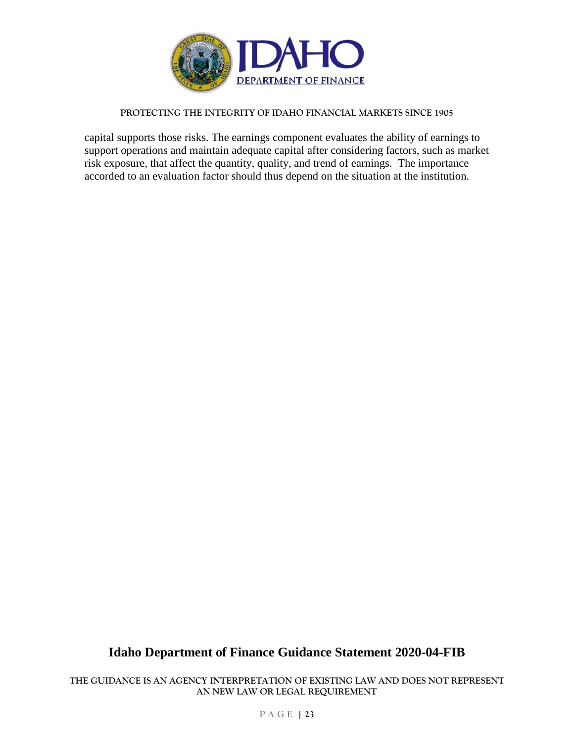capital supports those risks. The earnings component evaluates the ability of earnings to support operations and maintain adequate capital after considering factors, such as market risk exposure, that affect the quantity, quality, and trend of earnings. The importance accorded to an evaluation factor should thus depend on the situation at the institution.